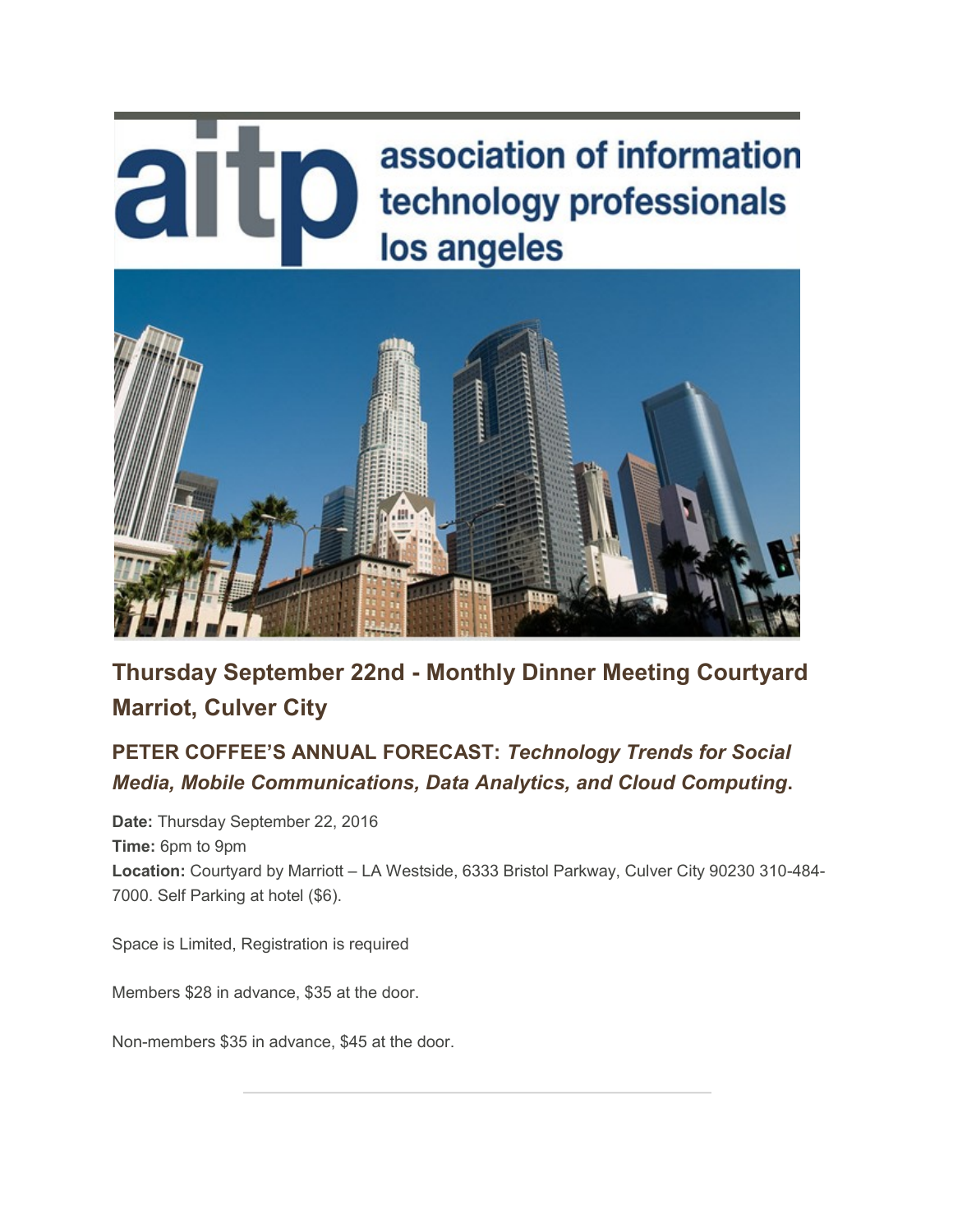# Thursday September 22nd - Monthly Dinner Meeting Courtyard Marriot, Culver City

## PETER COFFEE'S ANNUAL FORECAST: *Technology Trends for Social Media, Mobile Communications, Data Analytics, and Cloud Computing*.

**Date:** Thursday September 22, 2016
**Time:** 6pm to 9pm
**Location:** Courtyard by Marriott – LA Westside, 6333 Bristol Parkway, Culver City 90230 310-484-7000. Self Parking at hotel ($6).

Space is Limited, Registration is required

Members $28 in advance, $35 at the door.

Non-members $35 in advance, $45 at the door.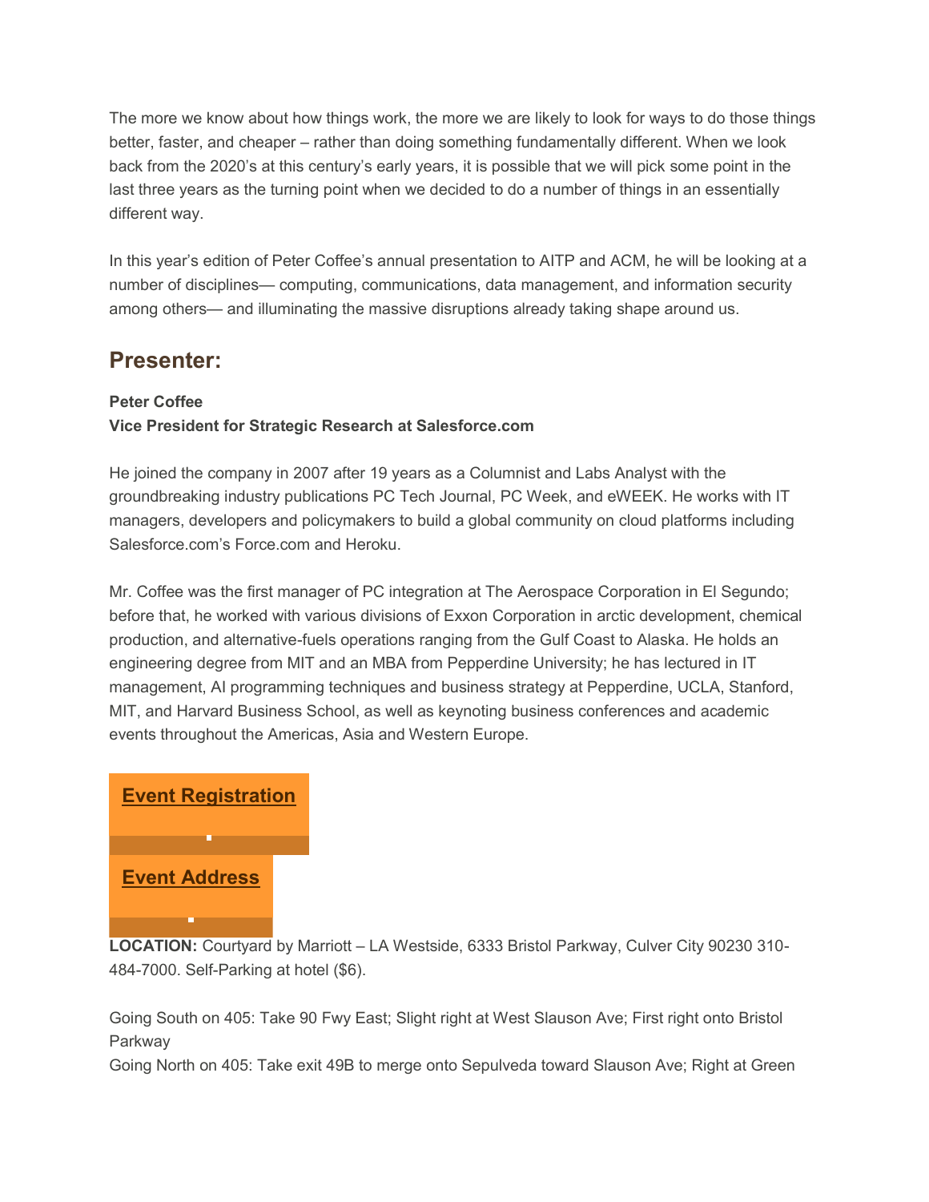The more we know about how things work, the more we are likely to look for ways to do those things better, faster, and cheaper – rather than doing something fundamentally different. When we look back from the 2020's at this century's early years, it is possible that we will pick some point in the last three years as the turning point when we decided to do a number of things in an essentially different way.

In this year's edition of Peter Coffee's annual presentation to AITP and ACM, he will be looking at a number of disciplines— computing, communications, data management, and information security among others— and illuminating the massive disruptions already taking shape around us.

## Presenter:

**Peter Coffee**
**Vice President for Strategic Research at Salesforce.com**

He joined the company in 2007 after 19 years as a Columnist and Labs Analyst with the groundbreaking industry publications PC Tech Journal, PC Week, and eWEEK. He works with IT managers, developers and policymakers to build a global community on cloud platforms including Salesforce.com's Force.com and Heroku.

Mr. Coffee was the first manager of PC integration at The Aerospace Corporation in El Segundo; before that, he worked with various divisions of Exxon Corporation in arctic development, chemical production, and alternative-fuels operations ranging from the Gulf Coast to Alaska. He holds an engineering degree from MIT and an MBA from Pepperdine University; he has lectured in IT management, AI programming techniques and business strategy at Pepperdine, UCLA, Stanford, MIT, and Harvard Business School, as well as keynoting business conferences and academic events throughout the Americas, Asia and Western Europe.

**Event Registration**

**Event Address**

**LOCATION:** Courtyard by Marriott – LA Westside, 6333 Bristol Parkway, Culver City 90230 310-484-7000. Self-Parking at hotel ($6).

Going South on 405: Take 90 Fwy East; Slight right at West Slauson Ave; First right onto Bristol Parkway
Going North on 405: Take exit 49B to merge onto Sepulveda toward Slauson Ave; Right at Green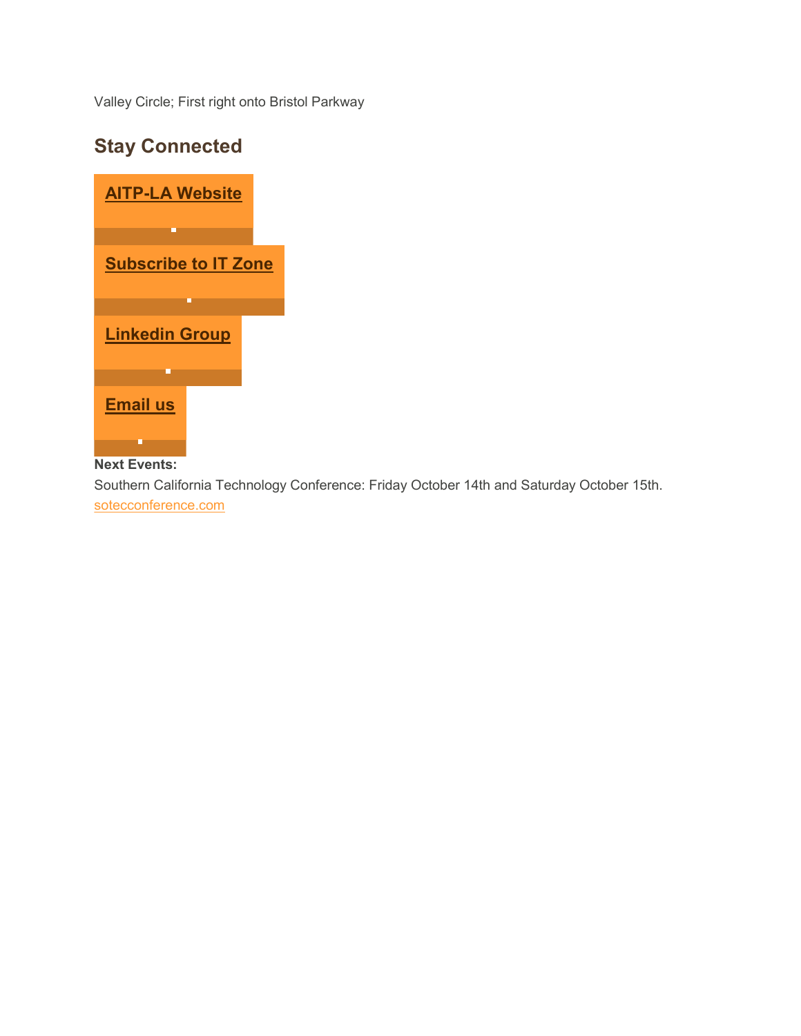Valley Circle; First right onto Bristol Parkway

## Stay Connected

**AITP-LA Website**

**Subscribe to IT Zone**

**Linkedin Group**

**Email us**

**Next Events:**

Southern California Technology Conference: Friday October 14th and Saturday October 15th.
sotecconference.com